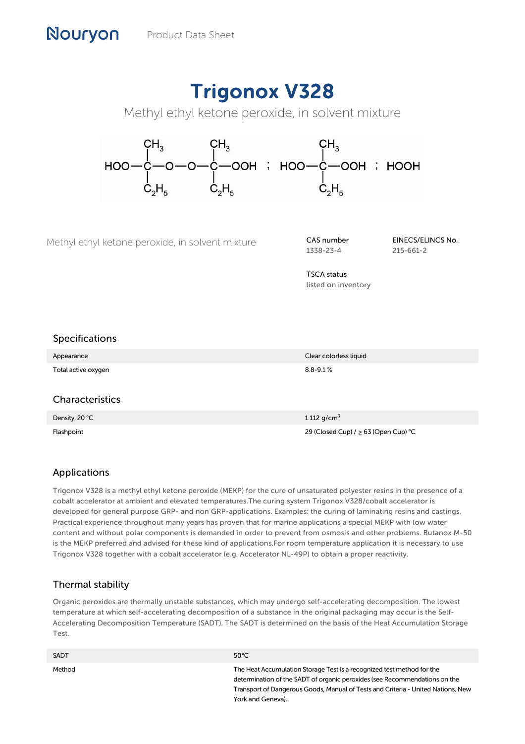# Trigonox V328

Methyl ethyl ketone peroxide, in solvent mixture

Methyl ethyl ketone peroxide, in solvent mixture

CAS number
1338-23-4

EINECS/ELINCS No.
215-661-2

TSCA status
listed on inventory

## Specifications

| | |
|---|---|
| Appearance | Clear colorless liquid |
| Total active oxygen | 8.8-9.1 % |

## Characteristics

| | |
|---|---|
| Density, 20 °C | 1.112 $g/cm^3$ |
| Flashpoint | 29 (Closed Cup) / ≥ 63 (Open Cup) °C |

## Applications

Trigonox V328 is a methyl ethyl ketone peroxide (MEKP) for the cure of unsaturated polyester resins in the presence of a cobalt accelerator at ambient and elevated temperatures.The curing system Trigonox V328/cobalt accelerator is developed for general purpose GRP- and non GRP-applications. Examples: the curing of laminating resins and castings. Practical experience throughout many years has proven that for marine applications a special MEKP with low water content and without polar components is demanded in order to prevent from osmosis and other problems. Butanox M-50 is the MEKP preferred and advised for these kind of applications.For room temperature application it is necessary to use Trigonox V328 together with a cobalt accelerator (e.g. Accelerator NL-49P) to obtain a proper reactivity.

## Thermal stability

Organic peroxides are thermally unstable substances, which may undergo self-accelerating decomposition. The lowest temperature at which self-accelerating decomposition of a substance in the original packaging may occur is the Self-Accelerating Decomposition Temperature (SADT). The SADT is determined on the basis of the Heat Accumulation Storage Test.

| | |
|---|---|
| SADT | 50°C |
| Method | The Heat Accumulation Storage Test is a recognized test method for the determination of the SADT of organic peroxides (see Recommendations on the Transport of Dangerous Goods, Manual of Tests and Criteria - United Nations, New York and Geneva). |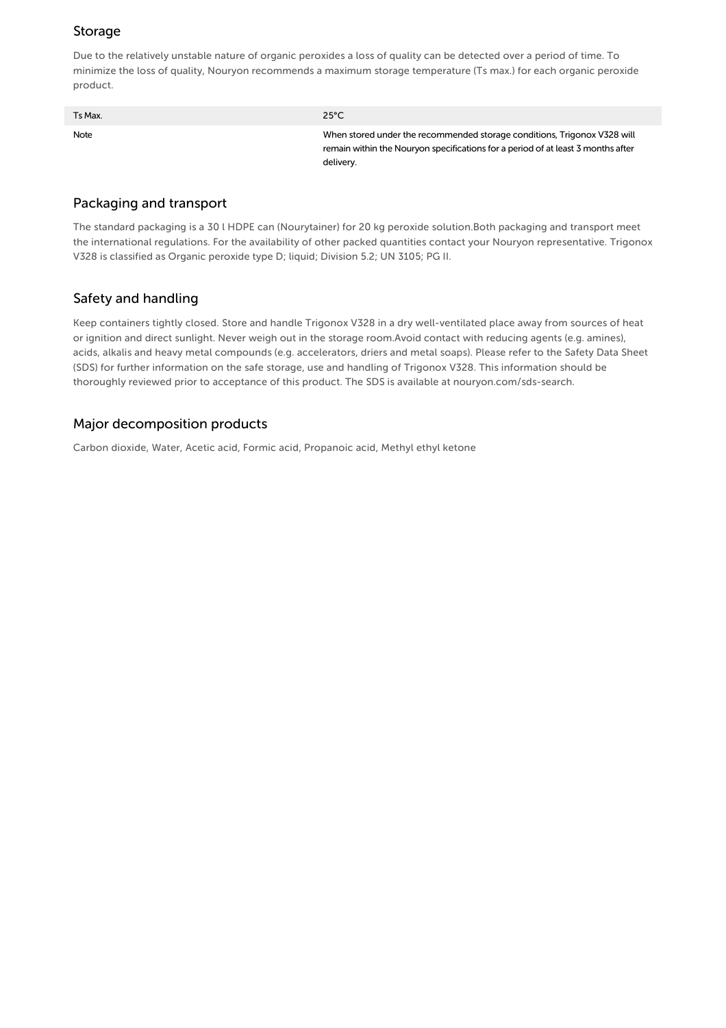## Storage

Due to the relatively unstable nature of organic peroxides a loss of quality can be detected over a period of time. To minimize the loss of quality, Nouryon recommends a maximum storage temperature (Ts max.) for each organic peroxide product.

| Ts Max. | 25°C |
| --- | --- |
| Note | When stored under the recommended storage conditions, Trigonox V328 will remain within the Nouryon specifications for a period of at least 3 months after delivery. |

## Packaging and transport

The standard packaging is a 30 l HDPE can (Nourytainer) for 20 kg peroxide solution.Both packaging and transport meet the international regulations. For the availability of other packed quantities contact your Nouryon representative. Trigonox V328 is classified as Organic peroxide type D; liquid; Division 5.2; UN 3105; PG II.

## Safety and handling

Keep containers tightly closed. Store and handle Trigonox V328 in a dry well-ventilated place away from sources of heat or ignition and direct sunlight. Never weigh out in the storage room.Avoid contact with reducing agents (e.g. amines), acids, alkalis and heavy metal compounds (e.g. accelerators, driers and metal soaps). Please refer to the Safety Data Sheet (SDS) for further information on the safe storage, use and handling of Trigonox V328. This information should be thoroughly reviewed prior to acceptance of this product. The SDS is available at nouryon.com/sds-search.

## Major decomposition products

Carbon dioxide, Water, Acetic acid, Formic acid, Propanoic acid, Methyl ethyl ketone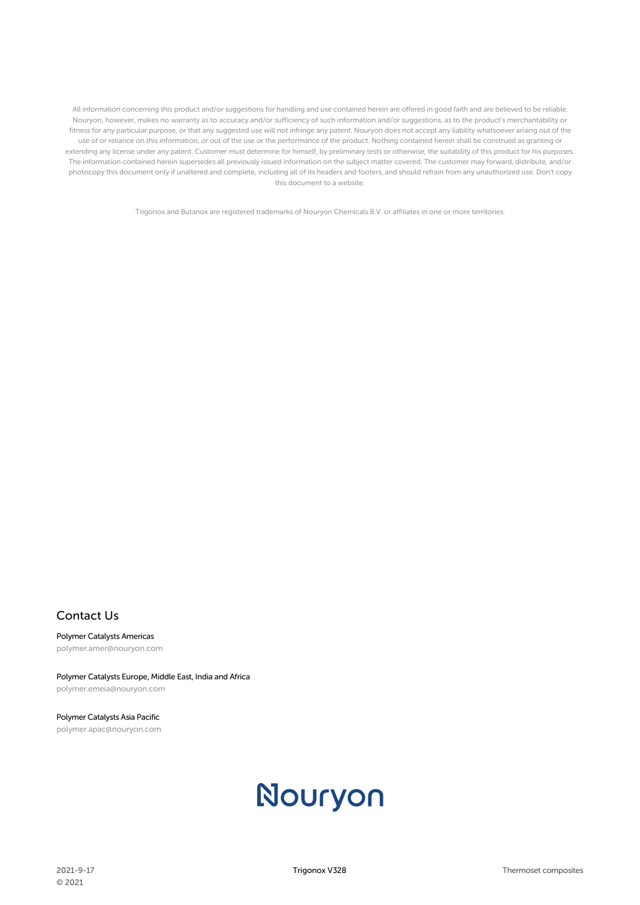All information concerning this product and/or suggestions for handling and use contained herein are offered in good faith and are believed to be reliable. Nouryon, however, makes no warranty as to accuracy and/or sufficiency of such information and/or suggestions, as to the product's merchantability or fitness for any particular purpose, or that any suggested use will not infringe any patent. Nouryon does not accept any liability whatsoever arising out of the use of or reliance on this information, or out of the use or the performance of the product. Nothing contained herein shall be construed as granting or extending any license under any patent. Customer must determine for himself, by preliminary tests or otherwise, the suitability of this product for his purposes. The information contained herein supersedes all previously issued information on the subject matter covered. The customer may forward, distribute, and/or photocopy this document only if unaltered and complete, including all of its headers and footers, and should refrain from any unauthorized use. Don't copy this document to a website.

Trigonox and Butanox are registered trademarks of Nouryon Chemicals B.V. or affiliates in one or more territories.

## Contact Us

Polymer Catalysts Americas
polymer.amer@nouryon.com

Polymer Catalysts Europe, Middle East, India and Africa
polymer.emeia@nouryon.com

Polymer Catalysts Asia Pacific
polymer.apac@nouryon.com

Nouryon

2021-9-17
© 2021